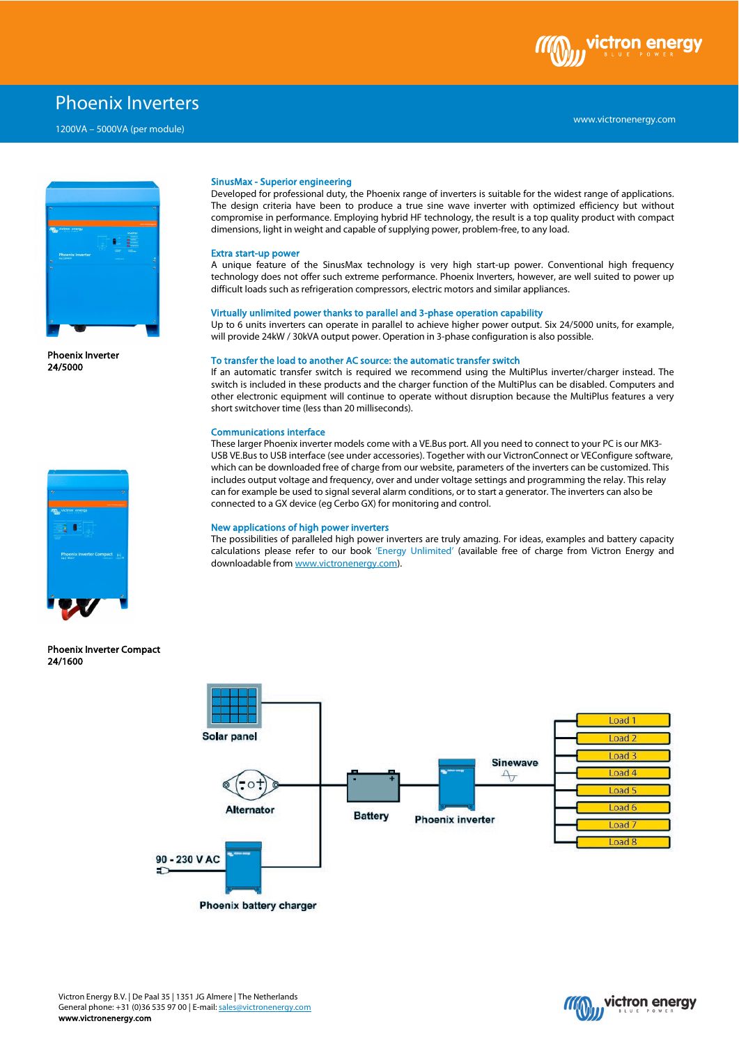# Phoenix Inverters

1200VA – 5000VA (per module)

www.victronenergy.com

Phoenix Inverter 24/5000

Phoenix Inverter Compact 24/1600

## SinusMax - Superior engineering

Developed for professional duty, the Phoenix range of inverters is suitable for the widest range of applications. The design criteria have been to produce a true sine wave inverter with optimized efficiency but without compromise in performance. Employing hybrid HF technology, the result is a top quality product with compact dimensions, light in weight and capable of supplying power, problem-free, to any load.

## Extra start-up power

A unique feature of the SinusMax technology is very high start-up power. Conventional high frequency technology does not offer such extreme performance. Phoenix Inverters, however, are well suited to power up difficult loads such as refrigeration compressors, electric motors and similar appliances.

## Virtually unlimited power thanks to parallel and 3-phase operation capability

Up to 6 units inverters can operate in parallel to achieve higher power output. Six 24/5000 units, for example, will provide 24kW / 30kVA output power. Operation in 3-phase configuration is also possible.

## To transfer the load to another AC source: the automatic transfer switch

If an automatic transfer switch is required we recommend using the MultiPlus inverter/charger instead. The switch is included in these products and the charger function of the MultiPlus can be disabled. Computers and other electronic equipment will continue to operate without disruption because the MultiPlus features a very short switchover time (less than 20 milliseconds).

## Communications interface

These larger Phoenix inverter models come with a VE.Bus port. All you need to connect to your PC is our MK3-USB VE.Bus to USB interface (see under accessories). Together with our VictronConnect or VEConfigure software, which can be downloaded free of charge from our website, parameters of the inverters can be customized. This includes output voltage and frequency, over and under voltage settings and programming the relay. This relay can for example be used to signal several alarm conditions, or to start a generator. The inverters can also be connected to a GX device (eg Cerbo GX) for monitoring and control.

## New applications of high power inverters

The possibilities of paralleled high power inverters are truly amazing. For ideas, examples and battery capacity calculations please refer to our book 'Energy Unlimited' (available free of charge from Victron Energy and downloadable from www.victronenergy.com).

Solar panel | Alternator | 90 - 230 V AC | Phoenix battery charger | Battery | Phoenix inverter | Sinewave | Load 1 | Load 2 | Load 3 | Load 4 | Load 5 | Load 6 | Load 7 | Load 8

Victron Energy B.V. | De Paal 35 | 1351 JG Almere | The Netherlands
General phone: +31 (0)36 535 97 00 | E-mail: sales@victronenergy.com
www.victronenergy.com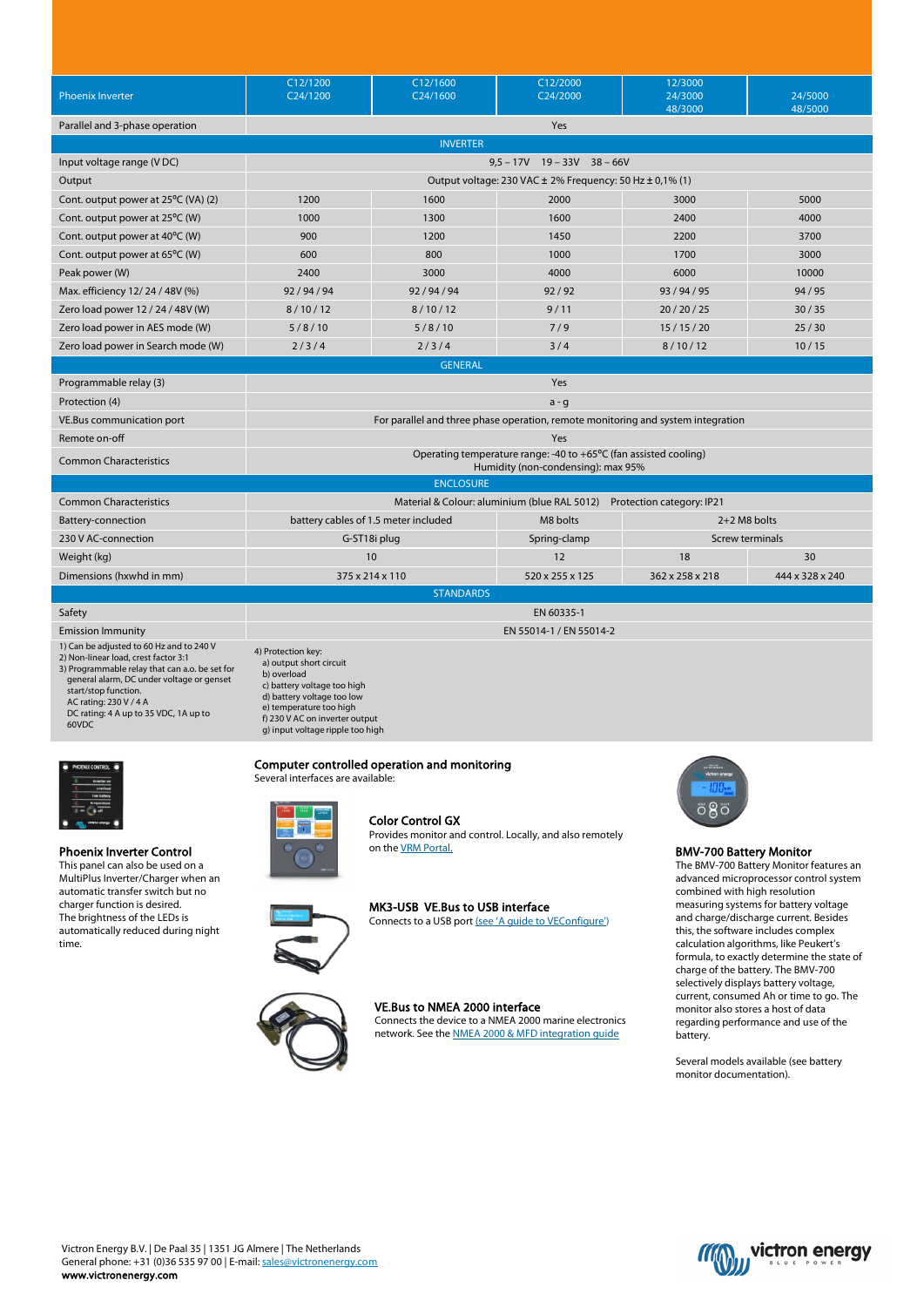| Phoenix Inverter | C12/1200 C24/1200 | C12/1600 C24/1600 | C12/2000 C24/2000 | 12/3000 24/3000 48/3000 | 24/5000 48/5000 |
|---|---|---|---|---|---|
| Parallel and 3-phase operation | Yes | | | | |
| **INVERTER** | | | | | |
| Input voltage range (V DC) | 9,5 – 17V 19 – 33V 38 – 66V | | | | |
| Output | Output voltage: 230 VAC ± 2% Frequency: 50 Hz ± 0,1% (1) | | | | |
| Cont. output power at 25°C (VA) (2) | 1200 | 1600 | 2000 | 3000 | 5000 |
| Cont. output power at 25°C (W) | 1000 | 1300 | 1600 | 2400 | 4000 |
| Cont. output power at 40°C (W) | 900 | 1200 | 1450 | 2200 | 3700 |
| Cont. output power at 65°C (W) | 600 | 800 | 1000 | 1700 | 3000 |
| Peak power (W) | 2400 | 3000 | 4000 | 6000 | 10000 |
| Max. efficiency 12/ 24 / 48V (%) | 92 / 94 / 94 | 92 / 94 / 94 | 92 / 92 | 93 / 94 / 95 | 94 / 95 |
| Zero load power 12 / 24 / 48V (W) | 8 / 10 / 12 | 8 / 10 / 12 | 9 / 11 | 20 / 20 / 25 | 30 / 35 |
| Zero load power in AES mode (W) | 5 / 8 / 10 | 5 / 8 / 10 | 7 / 9 | 15 / 15 / 20 | 25 / 30 |
| Zero load power in Search mode (W) | 2 / 3 / 4 | 2 / 3 / 4 | 3 / 4 | 8 / 10 / 12 | 10 / 15 |
| **GENERAL** | | | | | |
| Programmable relay (3) | Yes | | | | |
| Protection (4) | a - g | | | | |
| VE.Bus communication port | For parallel and three phase operation, remote monitoring and system integration | | | | |
| Remote on-off | Yes | | | | |
| Common Characteristics | Operating temperature range: -40 to +65°C (fan assisted cooling) Humidity (non-condensing): max 95% | | | | |
| **ENCLOSURE** | | | | | |
| Common Characteristics | Material & Colour: aluminium (blue RAL 5012) Protection category: IP21 | | | | |
| Battery-connection | battery cables of 1.5 meter included | | M8 bolts | 2+2 M8 bolts | |
| 230 V AC-connection | G-ST18i plug | | Spring-clamp | Screw terminals | |
| Weight (kg) | 10 | | 12 | 18 | 30 |
| Dimensions (hxwhd in mm) | 375 x 214 x 110 | | 520 x 255 x 125 | 362 x 258 x 218 | 444 x 328 x 240 |
| **STANDARDS** | | | | | |
| Safety | EN 60335-1 | | | | |
| Emission Immunity | EN 55014-1 / EN 55014-2 | | | | |

1) Can be adjusted to 60 Hz and to 240 V
2) Non-linear load, crest factor 3:1
3) Programmable relay that can a.o. be set for general alarm, DC under voltage or genset start/stop function.
AC rating: 230 V / 4 A
DC rating: 4 A up to 35 VDC, 1A up to 60VDC

4) Protection key:
a) output short circuit
b) overload
c) battery voltage too high
d) battery voltage too low
e) temperature too high
f) 230 V AC on inverter output
g) input voltage ripple too high

### Phoenix Inverter Control

This panel can also be used on a MultiPlus Inverter/Charger when an automatic transfer switch but no charger function is desired.
The brightness of the LEDs is automatically reduced during night time.

### Computer controlled operation and monitoring

Several interfaces are available:

**Color Control GX**
Provides monitor and control. Locally, and also remotely on the VRM Portal.

**MK3-USB VE.Bus to USB interface**
Connects to a USB port (see 'A guide to VEConfigure')

**VE.Bus to NMEA 2000 interface**
Connects the device to a NMEA 2000 marine electronics network. See the NMEA 2000 & MFD integration guide

### BMV-700 Battery Monitor

The BMV-700 Battery Monitor features an advanced microprocessor control system combined with high resolution measuring systems for battery voltage and charge/discharge current. Besides this, the software includes complex calculation algorithms, like Peukert's formula, to exactly determine the state of charge of the battery. The BMV-700 selectively displays battery voltage, current, consumed Ah or time to go. The monitor also stores a host of data regarding performance and use of the battery.

Several models available (see battery monitor documentation).

Victron Energy B.V. | De Paal 35 | 1351 JG Almere | The Netherlands
General phone: +31 (0)36 535 97 00 | E-mail: sales@victronenergy.com
**www.victronenergy.com**